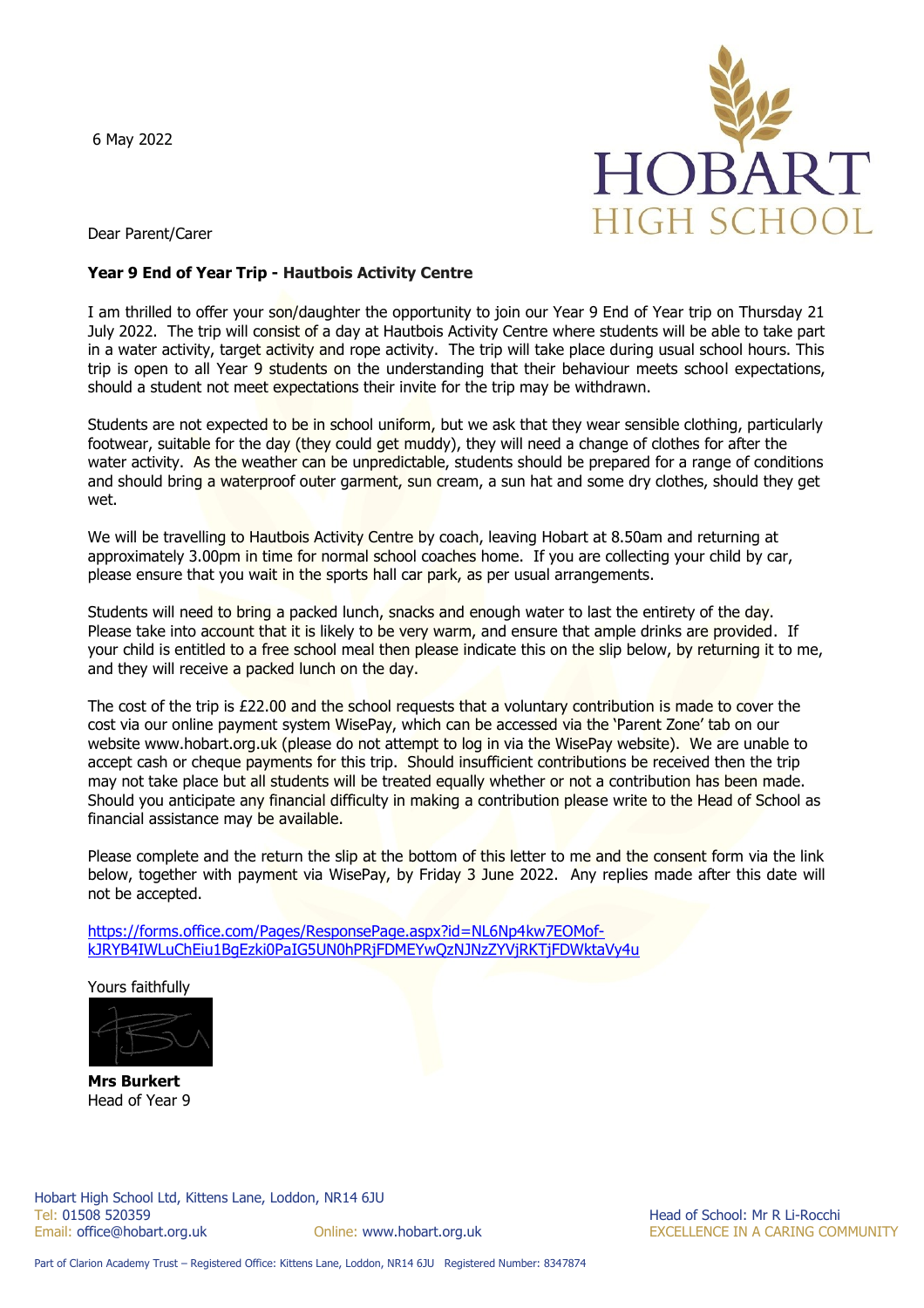6 May 2022

HOBART HIGH SCHOOL

Dear Parent/Carer

**Year 9 End of Year Trip - Hautbois Activity Centre**

I am thrilled to offer your son/daughter the opportunity to join our Year 9 End of Year trip on Thursday 21 July 2022. The trip will consist of a day at Hautbois Activity Centre where students will be able to take part in a water activity, target activity and rope activity. The trip will take place during usual school hours. This trip is open to all Year 9 students on the understanding that their behaviour meets school expectations, should a student not meet expectations their invite for the trip may be withdrawn.

Students are not expected to be in school uniform, but we ask that they wear sensible clothing, particularly footwear, suitable for the day (they could get muddy), they will need a change of clothes for after the water activity. As the weather can be unpredictable, students should be prepared for a range of conditions and should bring a waterproof outer garment, sun cream, a sun hat and some dry clothes, should they get wet.

We will be travelling to Hautbois Activity Centre by coach, leaving Hobart at 8.50am and returning at approximately 3.00pm in time for normal school coaches home. If you are collecting your child by car, please ensure that you wait in the sports hall car park, as per usual arrangements.

Students will need to bring a packed lunch, snacks and enough water to last the entirety of the day. Please take into account that it is likely to be very warm, and ensure that ample drinks are provided. If your child is entitled to a free school meal then please indicate this on the slip below, by returning it to me, and they will receive a packed lunch on the day.

The cost of the trip is £22.00 and the school requests that a voluntary contribution is made to cover the cost via our online payment system WisePay, which can be accessed via the 'Parent Zone' tab on our website www.hobart.org.uk (please do not attempt to log in via the WisePay website). We are unable to accept cash or cheque payments for this trip. Should insufficient contributions be received then the trip may not take place but all students will be treated equally whether or not a contribution has been made. Should you anticipate any financial difficulty in making a contribution please write to the Head of School as financial assistance may be available.

Please complete and the return the slip at the bottom of this letter to me and the consent form via the link below, together with payment via WisePay, by Friday 3 June 2022. Any replies made after this date will not be accepted.

https://forms.office.com/Pages/ResponsePage.aspx?id=NL6Np4kw7EOMof-kJRYB4IWLuChEiu1BgEzki0PaIG5UN0hPRjFDMEYwQzNJNzZYVjRKTjFDWktaVy4u

Yours faithfully

**Mrs Burkert**
Head of Year 9

Hobart High School Ltd, Kittens Lane, Loddon, NR14 6JU
Tel: 01508 520359
Email: office@hobart.org.uk
Online: www.hobart.org.uk

Head of School: Mr R Li-Rocchi
EXCELLENCE IN A CARING COMMUNITY

Part of Clarion Academy Trust – Registered Office: Kittens Lane, Loddon, NR14 6JU Registered Number: 8347874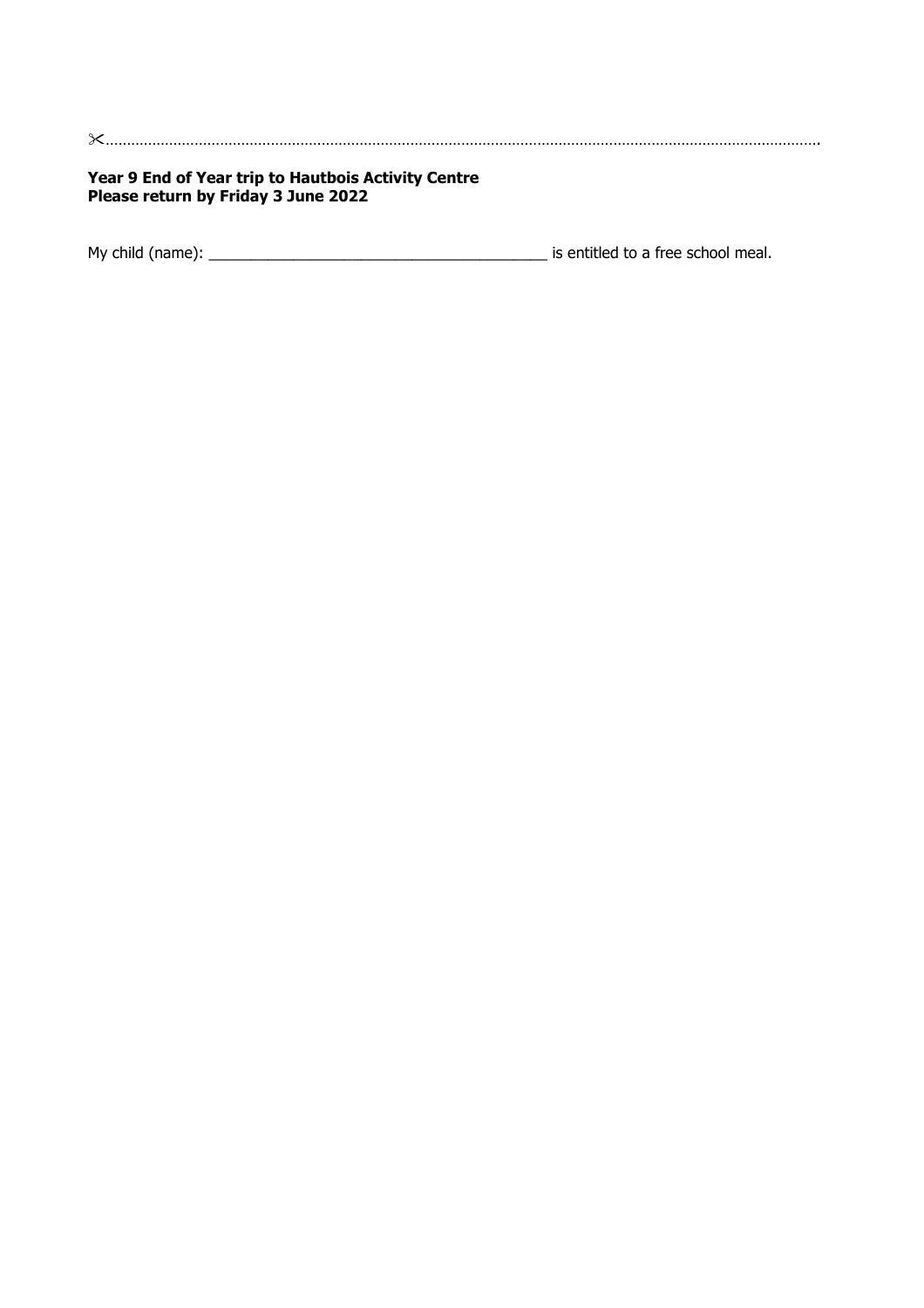✂…………………………………………………………………………………………………………………………………………………………….

**Year 9 End of Year trip to Hautbois Activity Centre**
**Please return by Friday 3 June 2022**

My child (name): ________________________________________ is entitled to a free school meal.